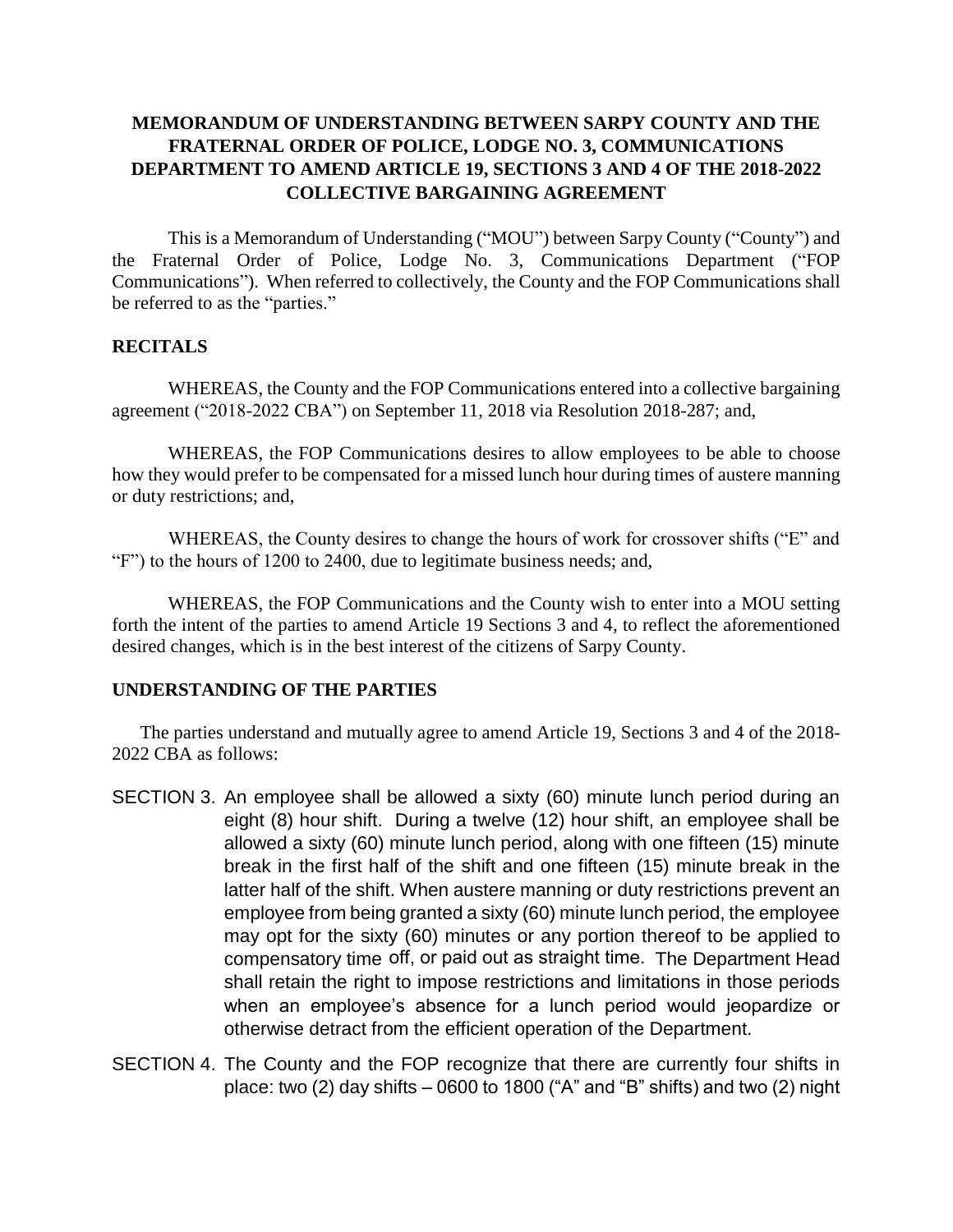**MEMORANDUM OF UNDERSTANDING BETWEEN SARPY COUNTY AND THE FRATERNAL ORDER OF POLICE, LODGE NO. 3, COMMUNICATIONS DEPARTMENT TO AMEND ARTICLE 19, SECTIONS 3 AND 4 OF THE 2018-2022 COLLECTIVE BARGAINING AGREEMENT**

This is a Memorandum of Understanding ("MOU") between Sarpy County ("County") and the Fraternal Order of Police, Lodge No. 3, Communications Department ("FOP Communications"). When referred to collectively, the County and the FOP Communications shall be referred to as the "parties."

## RECITALS

WHEREAS, the County and the FOP Communications entered into a collective bargaining agreement ("2018-2022 CBA") on September 11, 2018 via Resolution 2018-287; and,

WHEREAS, the FOP Communications desires to allow employees to be able to choose how they would prefer to be compensated for a missed lunch hour during times of austere manning or duty restrictions; and,

WHEREAS, the County desires to change the hours of work for crossover shifts ("E" and "F") to the hours of 1200 to 2400, due to legitimate business needs; and,

WHEREAS, the FOP Communications and the County wish to enter into a MOU setting forth the intent of the parties to amend Article 19 Sections 3 and 4, to reflect the aforementioned desired changes, which is in the best interest of the citizens of Sarpy County.

## UNDERSTANDING OF THE PARTIES

The parties understand and mutually agree to amend Article 19, Sections 3 and 4 of the 2018-2022 CBA as follows:

SECTION 3. An employee shall be allowed a sixty (60) minute lunch period during an eight (8) hour shift. During a twelve (12) hour shift, an employee shall be allowed a sixty (60) minute lunch period, along with one fifteen (15) minute break in the first half of the shift and one fifteen (15) minute break in the latter half of the shift. When austere manning or duty restrictions prevent an employee from being granted a sixty (60) minute lunch period, the employee may opt for the sixty (60) minutes or any portion thereof to be applied to compensatory time off, or paid out as straight time. The Department Head shall retain the right to impose restrictions and limitations in those periods when an employee's absence for a lunch period would jeopardize or otherwise detract from the efficient operation of the Department.

SECTION 4. The County and the FOP recognize that there are currently four shifts in place: two (2) day shifts – 0600 to 1800 ("A" and "B" shifts) and two (2) night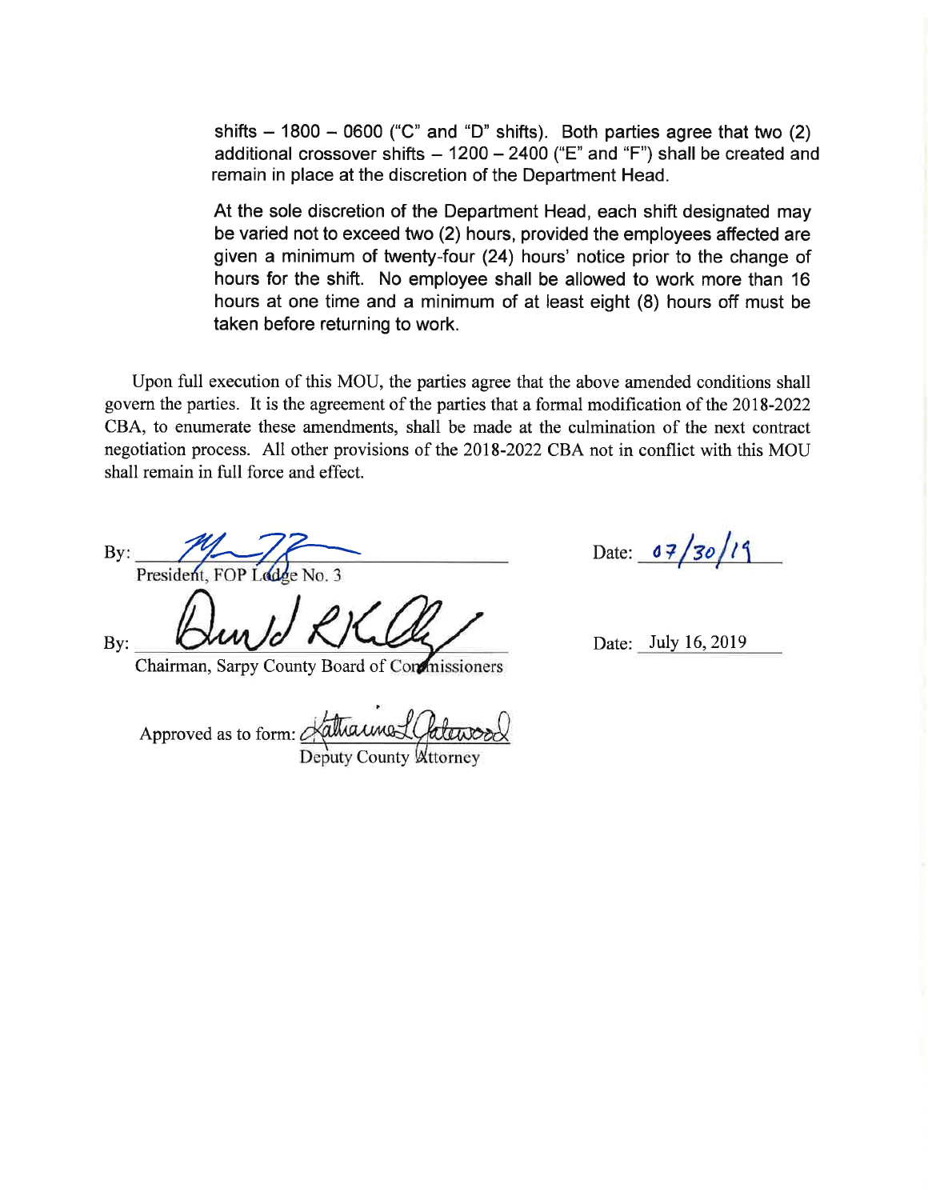shifts – 1800 – 0600 ("C" and "D" shifts). Both parties agree that two (2) additional crossover shifts – 1200 – 2400 ("E" and "F") shall be created and remain in place at the discretion of the Department Head.

At the sole discretion of the Department Head, each shift designated may be varied not to exceed two (2) hours, provided the employees affected are given a minimum of twenty-four (24) hours' notice prior to the change of hours for the shift. No employee shall be allowed to work more than 16 hours at one time and a minimum of at least eight (8) hours off must be taken before returning to work.

Upon full execution of this MOU, the parties agree that the above amended conditions shall govern the parties. It is the agreement of the parties that a formal modification of the 2018-2022 CBA, to enumerate these amendments, shall be made at the culmination of the next contract negotiation process. All other provisions of the 2018-2022 CBA not in conflict with this MOU shall remain in full force and effect.

By: ______________________________ Date: 07/30/19
President, FOP Lodge No. 3

By: ______________________________ Date: July 16, 2019
Chairman, Sarpy County Board of Commissioners

Approved as to form: ______________________________
Deputy County Attorney